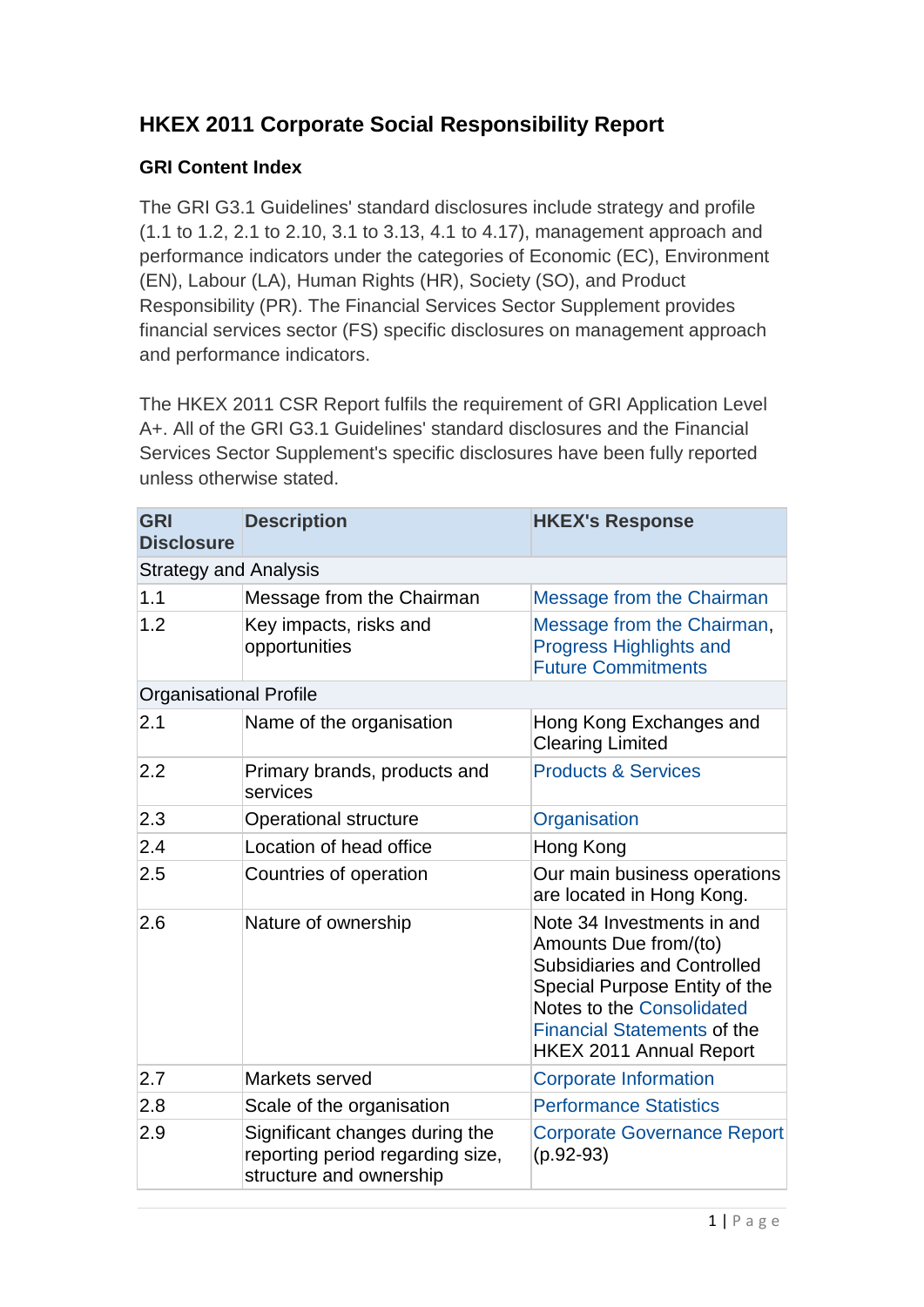# HKEX 2011 Corporate Social Responsibility Report

## GRI Content Index

The GRI G3.1 Guidelines' standard disclosures include strategy and profile (1.1 to 1.2, 2.1 to 2.10, 3.1 to 3.13, 4.1 to 4.17), management approach and performance indicators under the categories of Economic (EC), Environment (EN), Labour (LA), Human Rights (HR), Society (SO), and Product Responsibility (PR). The Financial Services Sector Supplement provides financial services sector (FS) specific disclosures on management approach and performance indicators.

The HKEX 2011 CSR Report fulfils the requirement of GRI Application Level A+. All of the GRI G3.1 Guidelines' standard disclosures and the Financial Services Sector Supplement's specific disclosures have been fully reported unless otherwise stated.

| GRI Disclosure | Description | HKEX's Response |
|---|---|---|
| Strategy and Analysis | | |
| 1.1 | Message from the Chairman | Message from the Chairman |
| 1.2 | Key impacts, risks and opportunities | Message from the Chairman, Progress Highlights and Future Commitments |
| Organisational Profile | | |
| 2.1 | Name of the organisation | Hong Kong Exchanges and Clearing Limited |
| 2.2 | Primary brands, products and services | Products & Services |
| 2.3 | Operational structure | Organisation |
| 2.4 | Location of head office | Hong Kong |
| 2.5 | Countries of operation | Our main business operations are located in Hong Kong. |
| 2.6 | Nature of ownership | Note 34 Investments in and Amounts Due from/(to) Subsidiaries and Controlled Special Purpose Entity of the Notes to the Consolidated Financial Statements of the HKEX 2011 Annual Report |
| 2.7 | Markets served | Corporate Information |
| 2.8 | Scale of the organisation | Performance Statistics |
| 2.9 | Significant changes during the reporting period regarding size, structure and ownership | Corporate Governance Report (p.92-93) |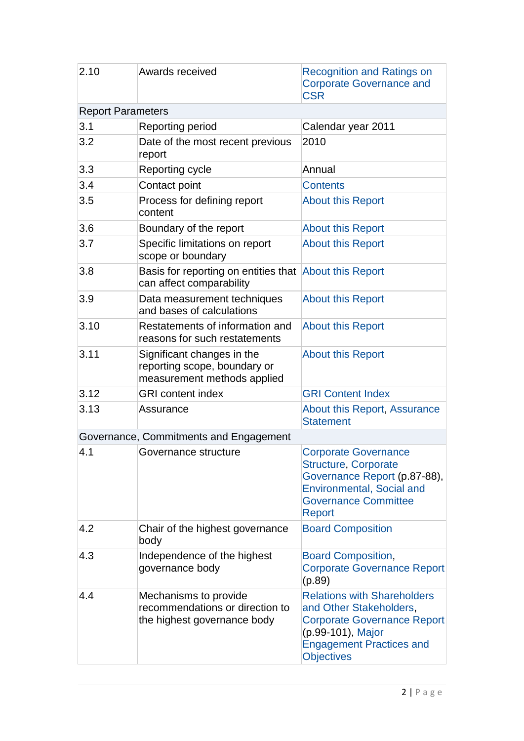| | | |
|---|---|---|
| 2.10 | Awards received | Recognition and Ratings on Corporate Governance and CSR |
| Report Parameters | | |
| 3.1 | Reporting period | Calendar year 2011 |
| 3.2 | Date of the most recent previous report | 2010 |
| 3.3 | Reporting cycle | Annual |
| 3.4 | Contact point | Contents |
| 3.5 | Process for defining report content | About this Report |
| 3.6 | Boundary of the report | About this Report |
| 3.7 | Specific limitations on report scope or boundary | About this Report |
| 3.8 | Basis for reporting on entities that can affect comparability | About this Report |
| 3.9 | Data measurement techniques and bases of calculations | About this Report |
| 3.10 | Restatements of information and reasons for such restatements | About this Report |
| 3.11 | Significant changes in the reporting scope, boundary or measurement methods applied | About this Report |
| 3.12 | GRI content index | GRI Content Index |
| 3.13 | Assurance | About this Report, Assurance Statement |
| Governance, Commitments and Engagement | | |
| 4.1 | Governance structure | Corporate Governance Structure, Corporate Governance Report (p.87-88), Environmental, Social and Governance Committee Report |
| 4.2 | Chair of the highest governance body | Board Composition |
| 4.3 | Independence of the highest governance body | Board Composition, Corporate Governance Report (p.89) |
| 4.4 | Mechanisms to provide recommendations or direction to the highest governance body | Relations with Shareholders and Other Stakeholders, Corporate Governance Report (p.99-101), Major Engagement Practices and Objectives |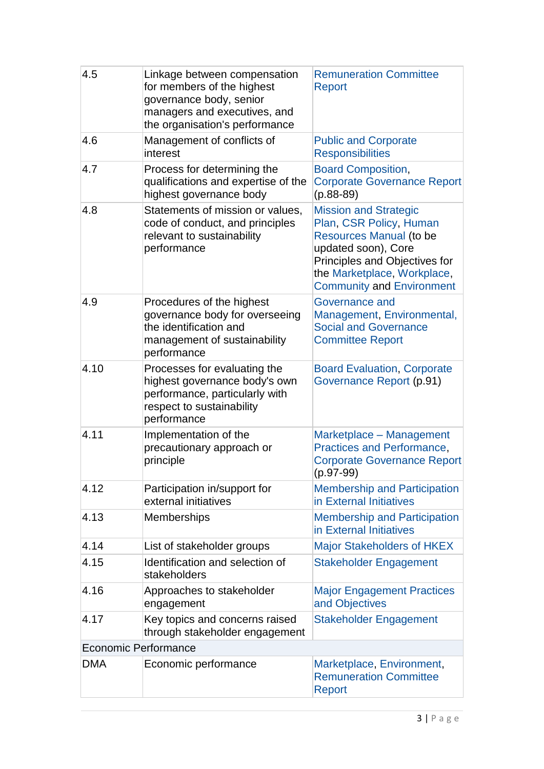| 4.5 | Linkage between compensation for members of the highest governance body, senior managers and executives, and the organisation's performance | Remuneration Committee Report |
|---|---|---|
| 4.6 | Management of conflicts of interest | Public and Corporate Responsibilities |
| 4.7 | Process for determining the qualifications and expertise of the highest governance body | Board Composition, Corporate Governance Report (p.88-89) |
| 4.8 | Statements of mission or values, code of conduct, and principles relevant to sustainability performance | Mission and Strategic Plan, CSR Policy, Human Resources Manual (to be updated soon), Core Principles and Objectives for the Marketplace, Workplace, Community and Environment |
| 4.9 | Procedures of the highest governance body for overseeing the identification and management of sustainability performance | Governance and Management, Environmental, Social and Governance Committee Report |
| 4.10 | Processes for evaluating the highest governance body's own performance, particularly with respect to sustainability performance | Board Evaluation, Corporate Governance Report (p.91) |
| 4.11 | Implementation of the precautionary approach or principle | Marketplace – Management Practices and Performance, Corporate Governance Report (p.97-99) |
| 4.12 | Participation in/support for external initiatives | Membership and Participation in External Initiatives |
| 4.13 | Memberships | Membership and Participation in External Initiatives |
| 4.14 | List of stakeholder groups | Major Stakeholders of HKEX |
| 4.15 | Identification and selection of stakeholders | Stakeholder Engagement |
| 4.16 | Approaches to stakeholder engagement | Major Engagement Practices and Objectives |
| 4.17 | Key topics and concerns raised through stakeholder engagement | Stakeholder Engagement |
| Economic Performance | | |
| DMA | Economic performance | Marketplace, Environment, Remuneration Committee Report |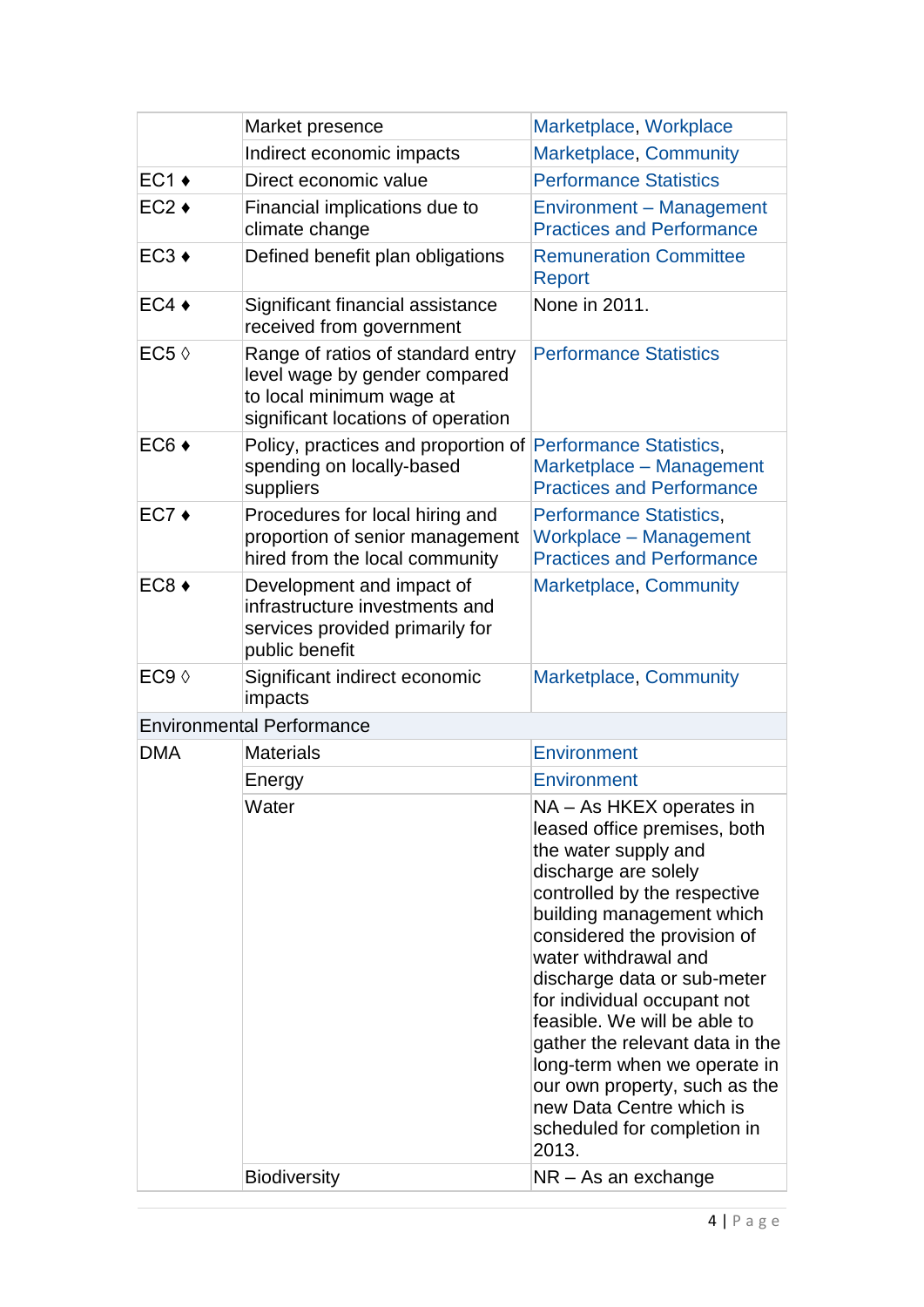| | | |
|---|---|---|
| | Market presence | Marketplace, Workplace |
| | Indirect economic impacts | Marketplace, Community |
| EC1 ♦ | Direct economic value | Performance Statistics |
| EC2 ♦ | Financial implications due to climate change | Environment – Management Practices and Performance |
| EC3 ♦ | Defined benefit plan obligations | Remuneration Committee Report |
| EC4 ♦ | Significant financial assistance received from government | None in 2011. |
| EC5 ◊ | Range of ratios of standard entry level wage by gender compared to local minimum wage at significant locations of operation | Performance Statistics |
| EC6 ♦ | Policy, practices and proportion of spending on locally-based suppliers | Performance Statistics, Marketplace – Management Practices and Performance |
| EC7 ♦ | Procedures for local hiring and proportion of senior management hired from the local community | Performance Statistics, Workplace – Management Practices and Performance |
| EC8 ♦ | Development and impact of infrastructure investments and services provided primarily for public benefit | Marketplace, Community |
| EC9 ◊ | Significant indirect economic impacts | Marketplace, Community |
| Environmental Performance | | |
| DMA | Materials | Environment |
| | Energy | Environment |
| | Water | NA – As HKEX operates in leased office premises, both the water supply and discharge are solely controlled by the respective building management which considered the provision of water withdrawal and discharge data or sub-meter for individual occupant not feasible. We will be able to gather the relevant data in the long-term when we operate in our own property, such as the new Data Centre which is scheduled for completion in 2013. |
| | Biodiversity | NR – As an exchange |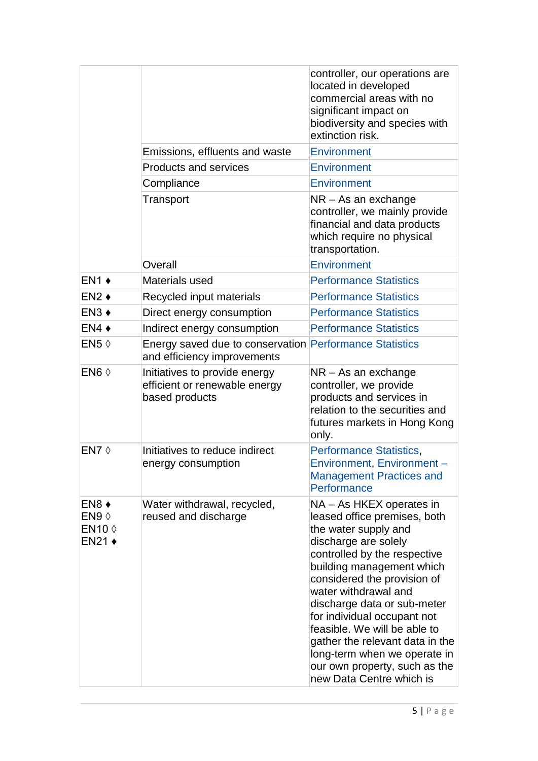| | | |
|---|---|---|
| | | controller, our operations are located in developed commercial areas with no significant impact on biodiversity and species with extinction risk. |
| | Emissions, effluents and waste | Environment |
| | Products and services | Environment |
| | Compliance | Environment |
| | Transport | NR – As an exchange controller, we mainly provide financial and data products which require no physical transportation. |
| | Overall | Environment |
| EN1 ♦ | Materials used | Performance Statistics |
| EN2 ♦ | Recycled input materials | Performance Statistics |
| EN3 ♦ | Direct energy consumption | Performance Statistics |
| EN4 ♦ | Indirect energy consumption | Performance Statistics |
| EN5 ◊ | Energy saved due to conservation and efficiency improvements | Performance Statistics |
| EN6 ◊ | Initiatives to provide energy efficient or renewable energy based products | NR – As an exchange controller, we provide products and services in relation to the securities and futures markets in Hong Kong only. |
| EN7 ◊ | Initiatives to reduce indirect energy consumption | Performance Statistics, Environment, Environment – Management Practices and Performance |
| EN8 ♦<br>EN9 ◊<br>EN10 ◊<br>EN21 ♦ | Water withdrawal, recycled, reused and discharge | NA – As HKEX operates in leased office premises, both the water supply and discharge are solely controlled by the respective building management which considered the provision of water withdrawal and discharge data or sub-meter for individual occupant not feasible. We will be able to gather the relevant data in the long-term when we operate in our own property, such as the new Data Centre which is |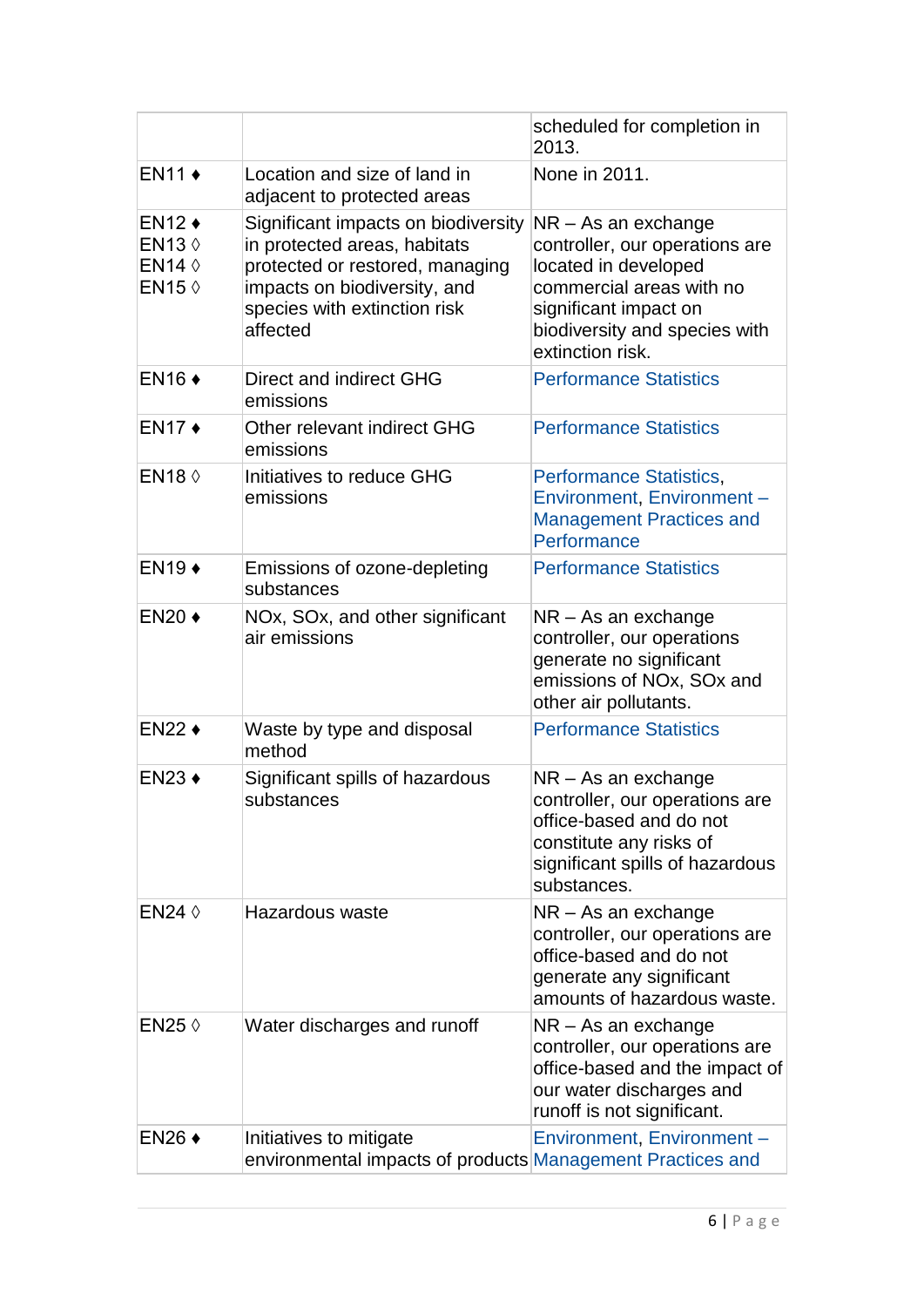| | | |
|---|---|---|
| | | scheduled for completion in 2013. |
| EN11 ♦ | Location and size of land in adjacent to protected areas | None in 2011. |
| EN12 ♦<br>EN13 ◊<br>EN14 ◊<br>EN15 ◊ | Significant impacts on biodiversity in protected areas, habitats protected or restored, managing impacts on biodiversity, and species with extinction risk affected | NR – As an exchange controller, our operations are located in developed commercial areas with no significant impact on biodiversity and species with extinction risk. |
| EN16 ♦ | Direct and indirect GHG emissions | Performance Statistics |
| EN17 ♦ | Other relevant indirect GHG emissions | Performance Statistics |
| EN18 ◊ | Initiatives to reduce GHG emissions | Performance Statistics, Environment, Environment – Management Practices and Performance |
| EN19 ♦ | Emissions of ozone-depleting substances | Performance Statistics |
| EN20 ♦ | NOx, SOx, and other significant air emissions | NR – As an exchange controller, our operations generate no significant emissions of NOx, SOx and other air pollutants. |
| EN22 ♦ | Waste by type and disposal method | Performance Statistics |
| EN23 ♦ | Significant spills of hazardous substances | NR – As an exchange controller, our operations are office-based and do not constitute any risks of significant spills of hazardous substances. |
| EN24 ◊ | Hazardous waste | NR – As an exchange controller, our operations are office-based and do not generate any significant amounts of hazardous waste. |
| EN25 ◊ | Water discharges and runoff | NR – As an exchange controller, our operations are office-based and the impact of our water discharges and runoff is not significant. |
| EN26 ♦ | Initiatives to mitigate environmental impacts of products | Environment, Environment – Management Practices and |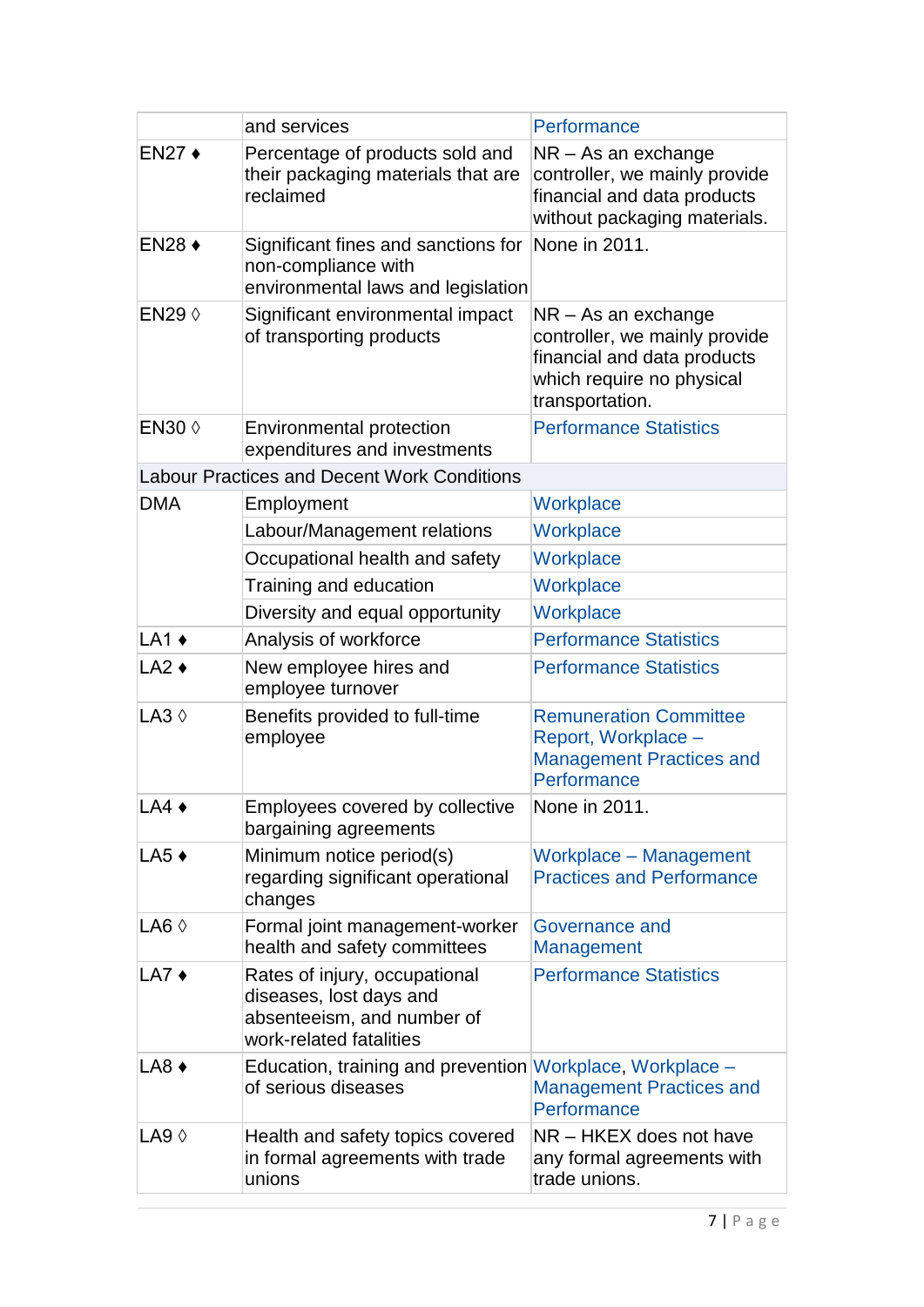| | | |
|---|---|---|
| | and services | Performance |
| EN27 ♦ | Percentage of products sold and their packaging materials that are reclaimed | NR – As an exchange controller, we mainly provide financial and data products without packaging materials. |
| EN28 ♦ | Significant fines and sanctions for non-compliance with environmental laws and legislation | None in 2011. |
| EN29 ◊ | Significant environmental impact of transporting products | NR – As an exchange controller, we mainly provide financial and data products which require no physical transportation. |
| EN30 ◊ | Environmental protection expenditures and investments | Performance Statistics |
| Labour Practices and Decent Work Conditions | | |
| DMA | Employment | Workplace |
| | Labour/Management relations | Workplace |
| | Occupational health and safety | Workplace |
| | Training and education | Workplace |
| | Diversity and equal opportunity | Workplace |
| LA1 ♦ | Analysis of workforce | Performance Statistics |
| LA2 ♦ | New employee hires and employee turnover | Performance Statistics |
| LA3 ◊ | Benefits provided to full-time employee | Remuneration Committee Report, Workplace – Management Practices and Performance |
| LA4 ♦ | Employees covered by collective bargaining agreements | None in 2011. |
| LA5 ♦ | Minimum notice period(s) regarding significant operational changes | Workplace – Management Practices and Performance |
| LA6 ◊ | Formal joint management-worker health and safety committees | Governance and Management |
| LA7 ♦ | Rates of injury, occupational diseases, lost days and absenteeism, and number of work-related fatalities | Performance Statistics |
| LA8 ♦ | Education, training and prevention of serious diseases | Workplace, Workplace – Management Practices and Performance |
| LA9 ◊ | Health and safety topics covered in formal agreements with trade unions | NR – HKEX does not have any formal agreements with trade unions. |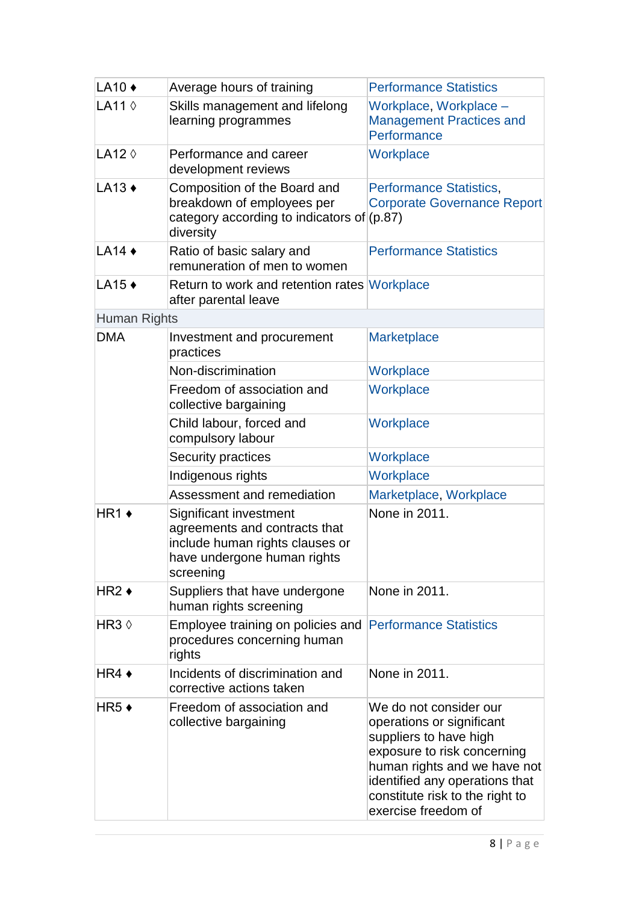| | | |
|---|---|---|
| LA10 ♦ | Average hours of training | Performance Statistics |
| LA11 ◊ | Skills management and lifelong learning programmes | Workplace, Workplace – Management Practices and Performance |
| LA12 ◊ | Performance and career development reviews | Workplace |
| LA13 ♦ | Composition of the Board and breakdown of employees per category according to indicators of diversity | Performance Statistics, Corporate Governance Report (p.87) |
| LA14 ♦ | Ratio of basic salary and remuneration of men to women | Performance Statistics |
| LA15 ♦ | Return to work and retention rates after parental leave | Workplace |
| Human Rights | | |
| DMA | Investment and procurement practices | Marketplace |
| | Non-discrimination | Workplace |
| | Freedom of association and collective bargaining | Workplace |
| | Child labour, forced and compulsory labour | Workplace |
| | Security practices | Workplace |
| | Indigenous rights | Workplace |
| | Assessment and remediation | Marketplace, Workplace |
| HR1 ♦ | Significant investment agreements and contracts that include human rights clauses or have undergone human rights screening | None in 2011. |
| HR2 ♦ | Suppliers that have undergone human rights screening | None in 2011. |
| HR3 ◊ | Employee training on policies and procedures concerning human rights | Performance Statistics |
| HR4 ♦ | Incidents of discrimination and corrective actions taken | None in 2011. |
| HR5 ♦ | Freedom of association and collective bargaining | We do not consider our operations or significant suppliers to have high exposure to risk concerning human rights and we have not identified any operations that constitute risk to the right to exercise freedom of |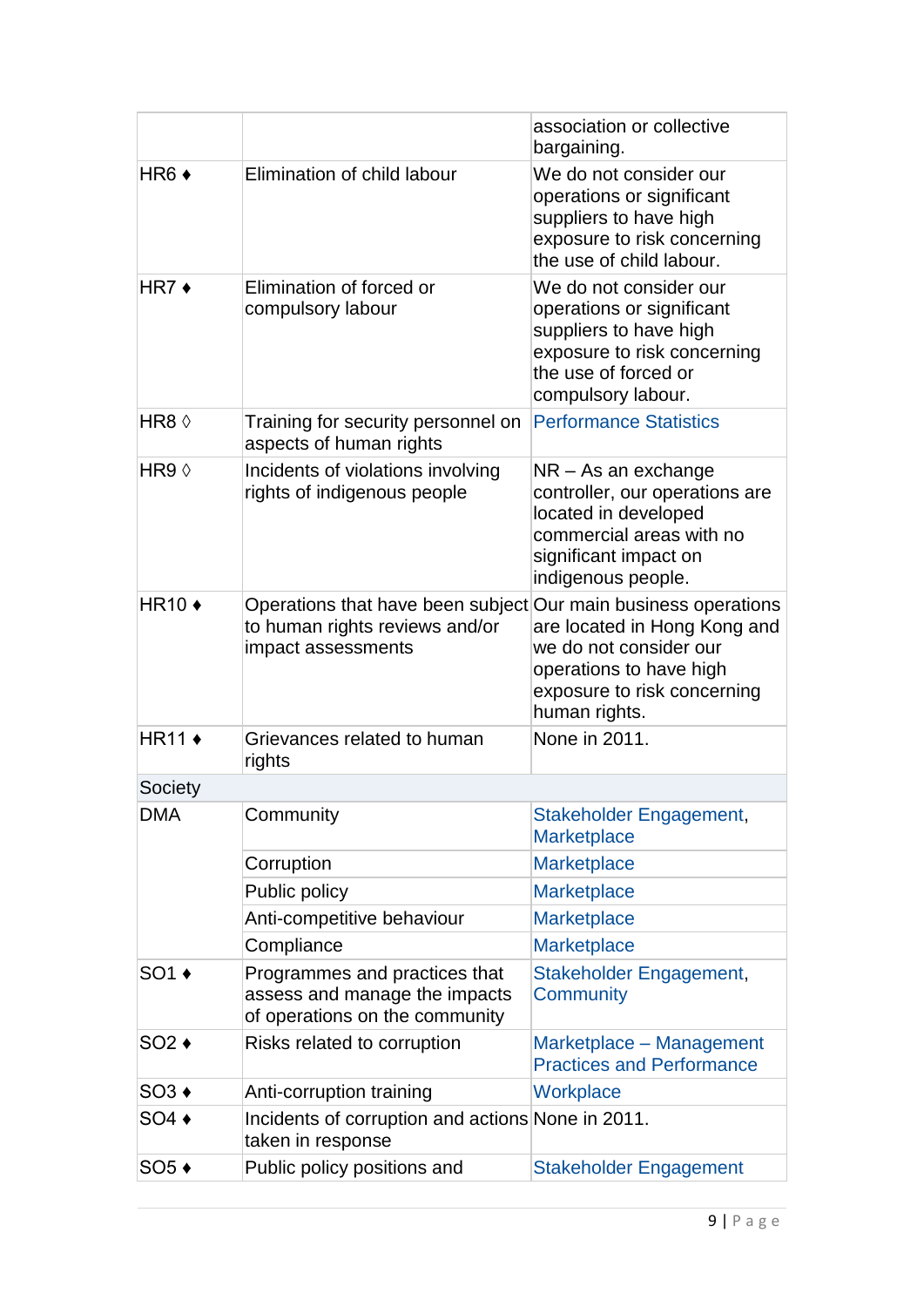| | | |
|---|---|---|
| | | association or collective bargaining. |
| HR6 ♦ | Elimination of child labour | We do not consider our operations or significant suppliers to have high exposure to risk concerning the use of child labour. |
| HR7 ♦ | Elimination of forced or compulsory labour | We do not consider our operations or significant suppliers to have high exposure to risk concerning the use of forced or compulsory labour. |
| HR8 ◊ | Training for security personnel on aspects of human rights | Performance Statistics |
| HR9 ◊ | Incidents of violations involving rights of indigenous people | NR – As an exchange controller, our operations are located in developed commercial areas with no significant impact on indigenous people. |
| HR10 ♦ | Operations that have been subject to human rights reviews and/or impact assessments | Our main business operations are located in Hong Kong and we do not consider our operations to have high exposure to risk concerning human rights. |
| HR11 ♦ | Grievances related to human rights | None in 2011. |
| Society | | |
| DMA | Community | Stakeholder Engagement, Marketplace |
| | Corruption | Marketplace |
| | Public policy | Marketplace |
| | Anti-competitive behaviour | Marketplace |
| | Compliance | Marketplace |
| SO1 ♦ | Programmes and practices that assess and manage the impacts of operations on the community | Stakeholder Engagement, Community |
| SO2 ♦ | Risks related to corruption | Marketplace – Management Practices and Performance |
| SO3 ♦ | Anti-corruption training | Workplace |
| SO4 ♦ | Incidents of corruption and actions taken in response | None in 2011. |
| SO5 ♦ | Public policy positions and | Stakeholder Engagement |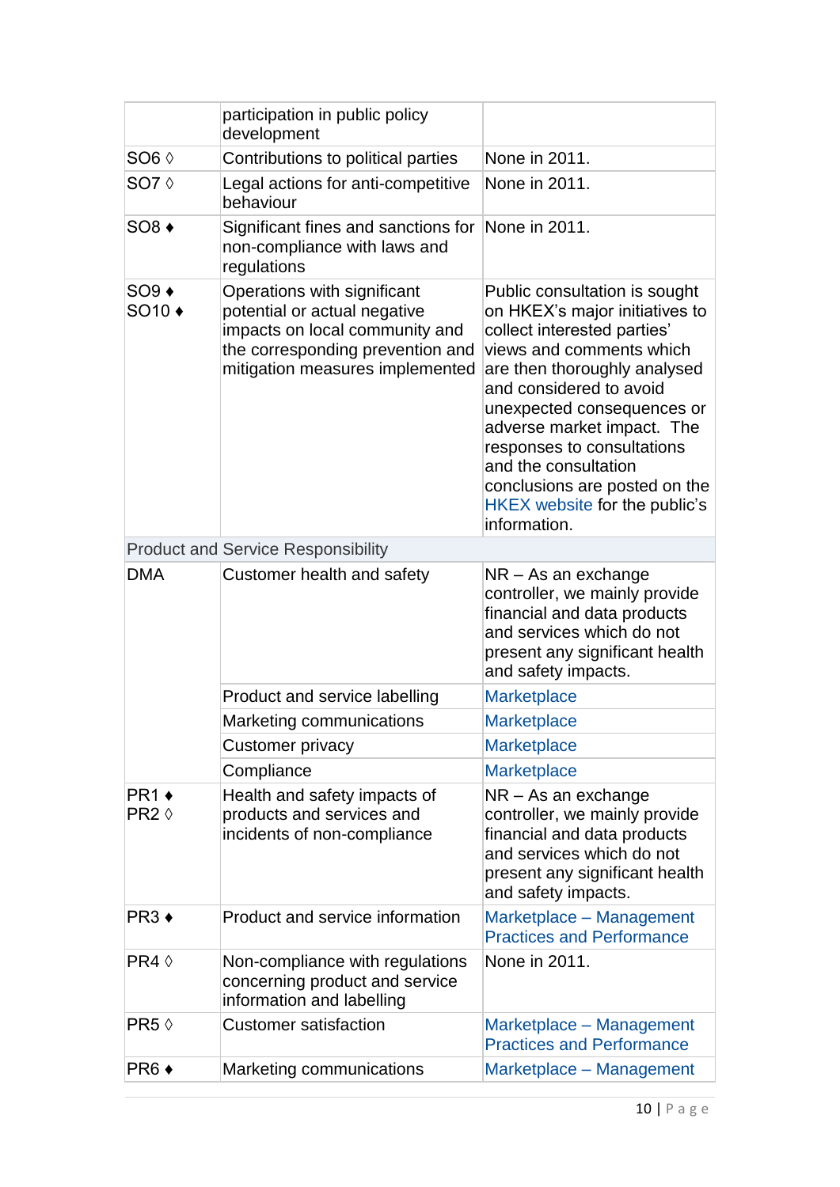| | | |
|---|---|---|
| | participation in public policy development | |
| SO6 ◊ | Contributions to political parties | None in 2011. |
| SO7 ◊ | Legal actions for anti-competitive behaviour | None in 2011. |
| SO8 ♦ | Significant fines and sanctions for non-compliance with laws and regulations | None in 2011. |
| SO9 ♦<br>SO10 ♦ | Operations with significant potential or actual negative impacts on local community and the corresponding prevention and mitigation measures implemented | Public consultation is sought on HKEX's major initiatives to collect interested parties' views and comments which are then thoroughly analysed and considered to avoid unexpected consequences or adverse market impact. The responses to consultations and the consultation conclusions are posted on the HKEX website for the public's information. |
| Product and Service Responsibility | | |
| DMA | Customer health and safety | NR – As an exchange controller, we mainly provide financial and data products and services which do not present any significant health and safety impacts. |
| | Product and service labelling | Marketplace |
| | Marketing communications | Marketplace |
| | Customer privacy | Marketplace |
| | Compliance | Marketplace |
| PR1 ♦<br>PR2 ◊ | Health and safety impacts of products and services and incidents of non-compliance | NR – As an exchange controller, we mainly provide financial and data products and services which do not present any significant health and safety impacts. |
| PR3 ♦ | Product and service information | Marketplace – Management Practices and Performance |
| PR4 ◊ | Non-compliance with regulations concerning product and service information and labelling | None in 2011. |
| PR5 ◊ | Customer satisfaction | Marketplace – Management Practices and Performance |
| PR6 ♦ | Marketing communications | Marketplace – Management |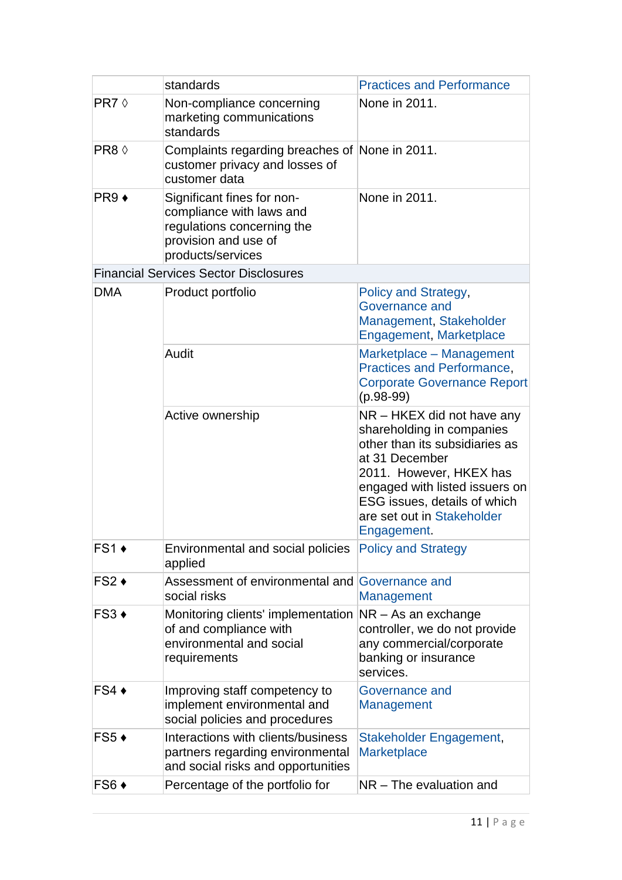| | | |
|---|---|---|
| | standards | Practices and Performance |
| PR7 ◊ | Non-compliance concerning marketing communications standards | None in 2011. |
| PR8 ◊ | Complaints regarding breaches of customer privacy and losses of customer data | None in 2011. |
| PR9 ♦ | Significant fines for non-compliance with laws and regulations concerning the provision and use of products/services | None in 2011. |
| Financial Services Sector Disclosures | | |
| DMA | Product portfolio | Policy and Strategy, Governance and Management, Stakeholder Engagement, Marketplace |
| | Audit | Marketplace – Management Practices and Performance, Corporate Governance Report (p.98-99) |
| | Active ownership | NR – HKEX did not have any shareholding in companies other than its subsidiaries as at 31 December 2011. However, HKEX has engaged with listed issuers on ESG issues, details of which are set out in Stakeholder Engagement. |
| FS1 ♦ | Environmental and social policies applied | Policy and Strategy |
| FS2 ♦ | Assessment of environmental and social risks | Governance and Management |
| FS3 ♦ | Monitoring clients' implementation of and compliance with environmental and social requirements | NR – As an exchange controller, we do not provide any commercial/corporate banking or insurance services. |
| FS4 ♦ | Improving staff competency to implement environmental and social policies and procedures | Governance and Management |
| FS5 ♦ | Interactions with clients/business partners regarding environmental and social risks and opportunities | Stakeholder Engagement, Marketplace |
| FS6 ♦ | Percentage of the portfolio for | NR – The evaluation and |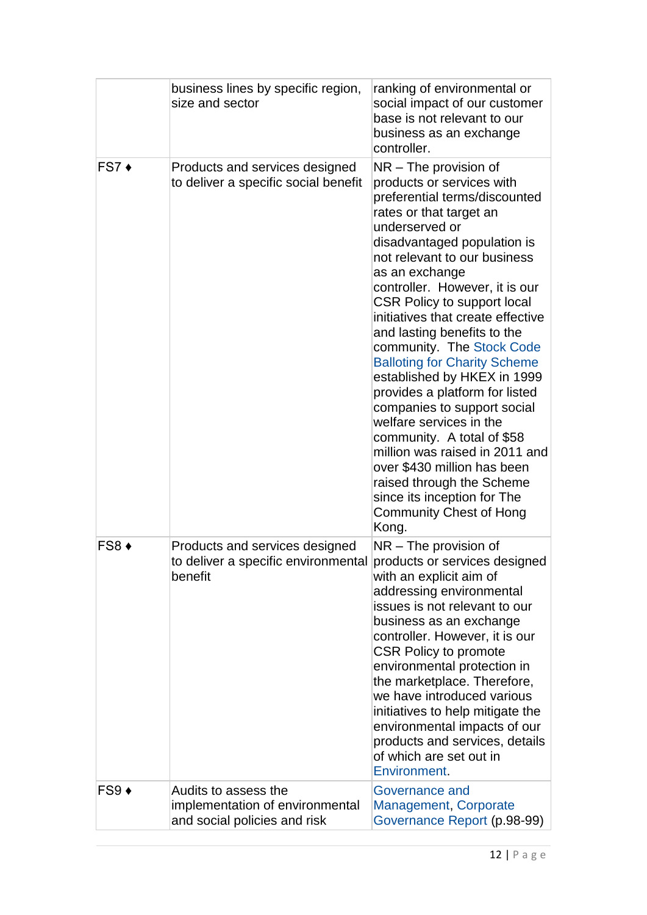| | | |
|---|---|---|
| | business lines by specific region, size and sector | ranking of environmental or social impact of our customer base is not relevant to our business as an exchange controller. |
| FS7 ♦ | Products and services designed to deliver a specific social benefit | NR – The provision of products or services with preferential terms/discounted rates or that target an underserved or disadvantaged population is not relevant to our business as an exchange controller. However, it is our CSR Policy to support local initiatives that create effective and lasting benefits to the community. The Stock Code Balloting for Charity Scheme established by HKEX in 1999 provides a platform for listed companies to support social welfare services in the community. A total of $58 million was raised in 2011 and over $430 million has been raised through the Scheme since its inception for The Community Chest of Hong Kong. |
| FS8 ♦ | Products and services designed to deliver a specific environmental benefit | NR – The provision of products or services designed with an explicit aim of addressing environmental issues is not relevant to our business as an exchange controller. However, it is our CSR Policy to promote environmental protection in the marketplace. Therefore, we have introduced various initiatives to help mitigate the environmental impacts of our products and services, details of which are set out in Environment. |
| FS9 ♦ | Audits to assess the implementation of environmental and social policies and risk | Governance and Management, Corporate Governance Report (p.98-99) |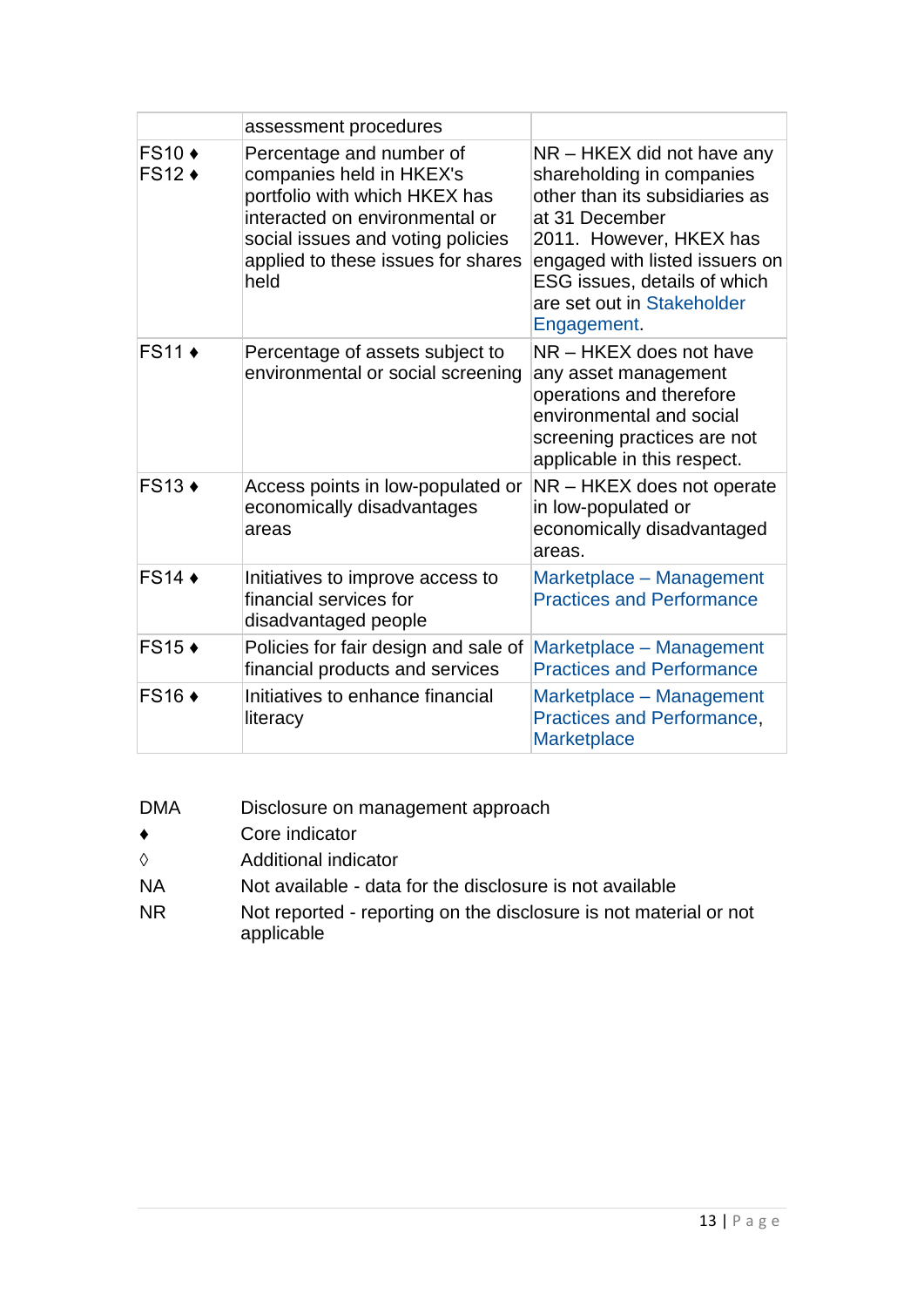| | | |
|---|---|---|
| | assessment procedures | |
| FS10 ♦<br>FS12 ♦ | Percentage and number of companies held in HKEX's portfolio with which HKEX has interacted on environmental or social issues and voting policies applied to these issues for shares held | NR – HKEX did not have any shareholding in companies other than its subsidiaries as at 31 December 2011. However, HKEX has engaged with listed issuers on ESG issues, details of which are set out in Stakeholder Engagement. |
| FS11 ♦ | Percentage of assets subject to environmental or social screening | NR – HKEX does not have any asset management operations and therefore environmental and social screening practices are not applicable in this respect. |
| FS13 ♦ | Access points in low-populated or economically disadvantages areas | NR – HKEX does not operate in low-populated or economically disadvantaged areas. |
| FS14 ♦ | Initiatives to improve access to financial services for disadvantaged people | Marketplace – Management Practices and Performance |
| FS15 ♦ | Policies for fair design and sale of financial products and services | Marketplace – Management Practices and Performance |
| FS16 ♦ | Initiatives to enhance financial literacy | Marketplace – Management Practices and Performance, Marketplace |

| | |
|---|---|
| DMA | Disclosure on management approach |
| ♦ | Core indicator |
| ◊ | Additional indicator |
| NA | Not available - data for the disclosure is not available |
| NR | Not reported - reporting on the disclosure is not material or not applicable |